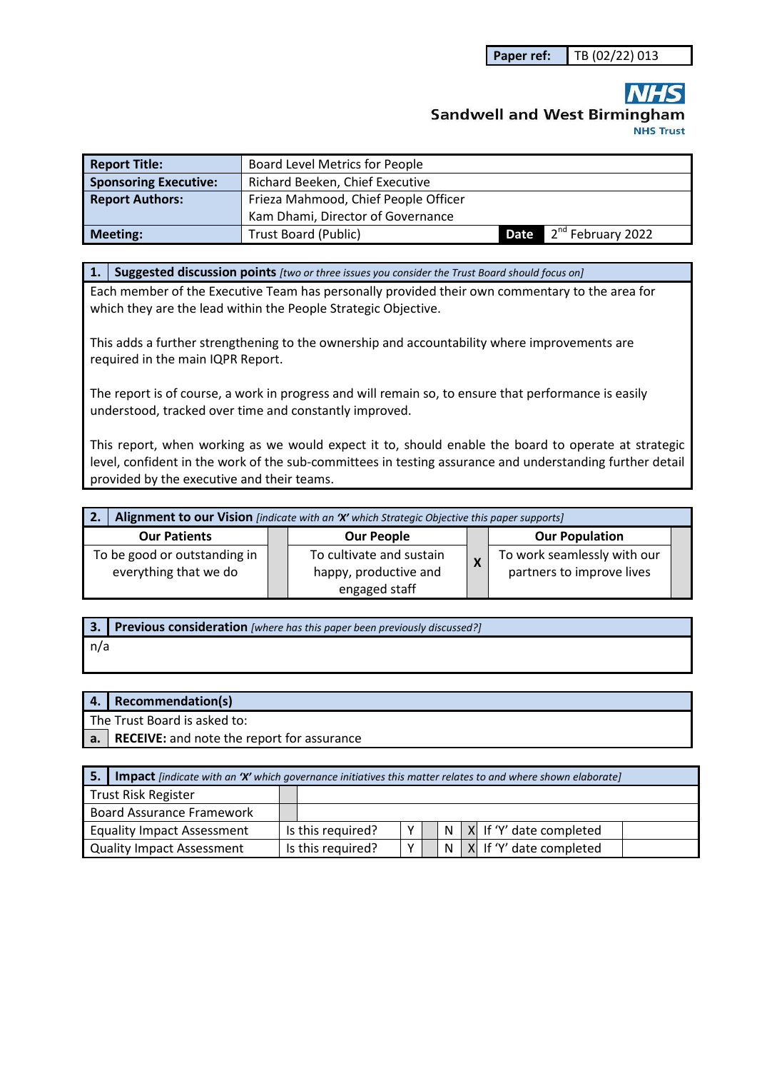| Paper ref: | TB (02/22) 013 |
|---|---|

**Sandwell and West Birmingham**
**NHS Trust**

| Report Title: | Board Level Metrics for People | | |
|---|---|---|---|
| Sponsoring Executive: | Richard Beeken, Chief Executive | | |
| Report Authors: | Frieza Mahmood, Chief People Officer<br>Kam Dhami, Director of Governance | | |
| Meeting: | Trust Board (Public) | Date | 2nd February 2022 |

## 1. Suggested discussion points *[two or three issues you consider the Trust Board should focus on]*

Each member of the Executive Team has personally provided their own commentary to the area for which they are the lead within the People Strategic Objective.

This adds a further strengthening to the ownership and accountability where improvements are required in the main IQPR Report.

The report is of course, a work in progress and will remain so, to ensure that performance is easily understood, tracked over time and constantly improved.

This report, when working as we would expect it to, should enable the board to operate at strategic level, confident in the work of the sub-committees in testing assurance and understanding further detail provided by the executive and their teams.

## 2. Alignment to our Vision *[indicate with an 'X' which Strategic Objective this paper supports]*

| Our Patients | | Our People | | Our Population | |
|---|---|---|---|---|---|
| To be good or outstanding in everything that we do | | To cultivate and sustain happy, productive and engaged staff | X | To work seamlessly with our partners to improve lives | |

## 3. Previous consideration *[where has this paper been previously discussed?]*

n/a

## 4. Recommendation(s)

The Trust Board is asked to:

**a. RECEIVE:** and note the report for assurance

## 5. Impact *[indicate with an 'X' which governance initiatives this matter relates to and where shown elaborate]*

| | | | | | | | | |
|---|---|---|---|---|---|---|---|---|
| Trust Risk Register | | | | | | | | |
| Board Assurance Framework | | | | | | | | |
| Equality Impact Assessment | Is this required? | Y | | N | X | If 'Y' date completed | | |
| Quality Impact Assessment | Is this required? | Y | | N | X | If 'Y' date completed | | |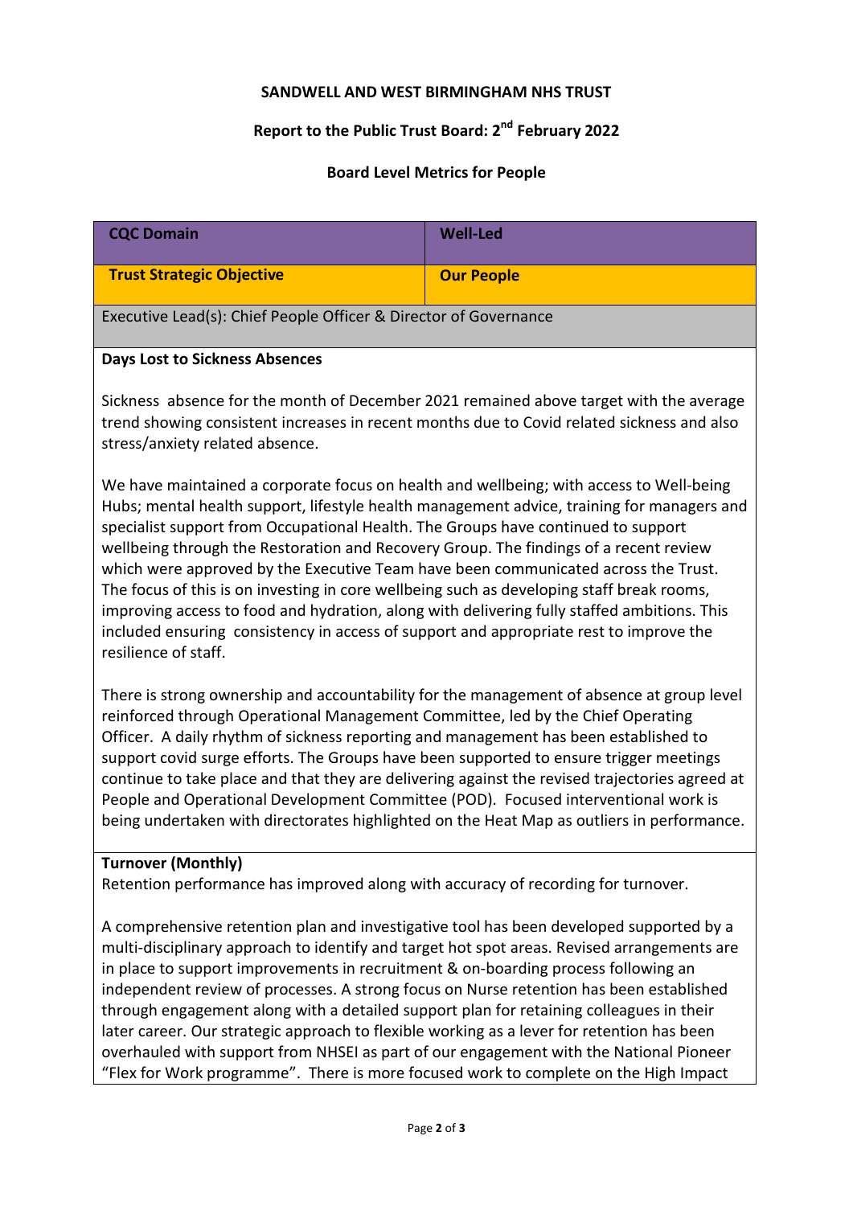**SANDWELL AND WEST BIRMINGHAM NHS TRUST**

**Report to the Public Trust Board: 2nd February 2022**

**Board Level Metrics for People**

| **CQC Domain** | **Well-Led** |
|---|---|
| **Trust Strategic Objective** | **Our People** |
| Executive Lead(s): Chief People Officer & Director of Governance | |

**Days Lost to Sickness Absences**

Sickness absence for the month of December 2021 remained above target with the average trend showing consistent increases in recent months due to Covid related sickness and also stress/anxiety related absence.

We have maintained a corporate focus on health and wellbeing; with access to Well-being Hubs; mental health support, lifestyle health management advice, training for managers and specialist support from Occupational Health. The Groups have continued to support wellbeing through the Restoration and Recovery Group. The findings of a recent review which were approved by the Executive Team have been communicated across the Trust. The focus of this is on investing in core wellbeing such as developing staff break rooms, improving access to food and hydration, along with delivering fully staffed ambitions. This included ensuring consistency in access of support and appropriate rest to improve the resilience of staff.

There is strong ownership and accountability for the management of absence at group level reinforced through Operational Management Committee, led by the Chief Operating Officer. A daily rhythm of sickness reporting and management has been established to support covid surge efforts. The Groups have been supported to ensure trigger meetings continue to take place and that they are delivering against the revised trajectories agreed at People and Operational Development Committee (POD). Focused interventional work is being undertaken with directorates highlighted on the Heat Map as outliers in performance.

**Turnover (Monthly)**

Retention performance has improved along with accuracy of recording for turnover.

A comprehensive retention plan and investigative tool has been developed supported by a multi-disciplinary approach to identify and target hot spot areas. Revised arrangements are in place to support improvements in recruitment & on-boarding process following an independent review of processes. A strong focus on Nurse retention has been established through engagement along with a detailed support plan for retaining colleagues in their later career. Our strategic approach to flexible working as a lever for retention has been overhauled with support from NHSEI as part of our engagement with the National Pioneer "Flex for Work programme". There is more focused work to complete on the High Impact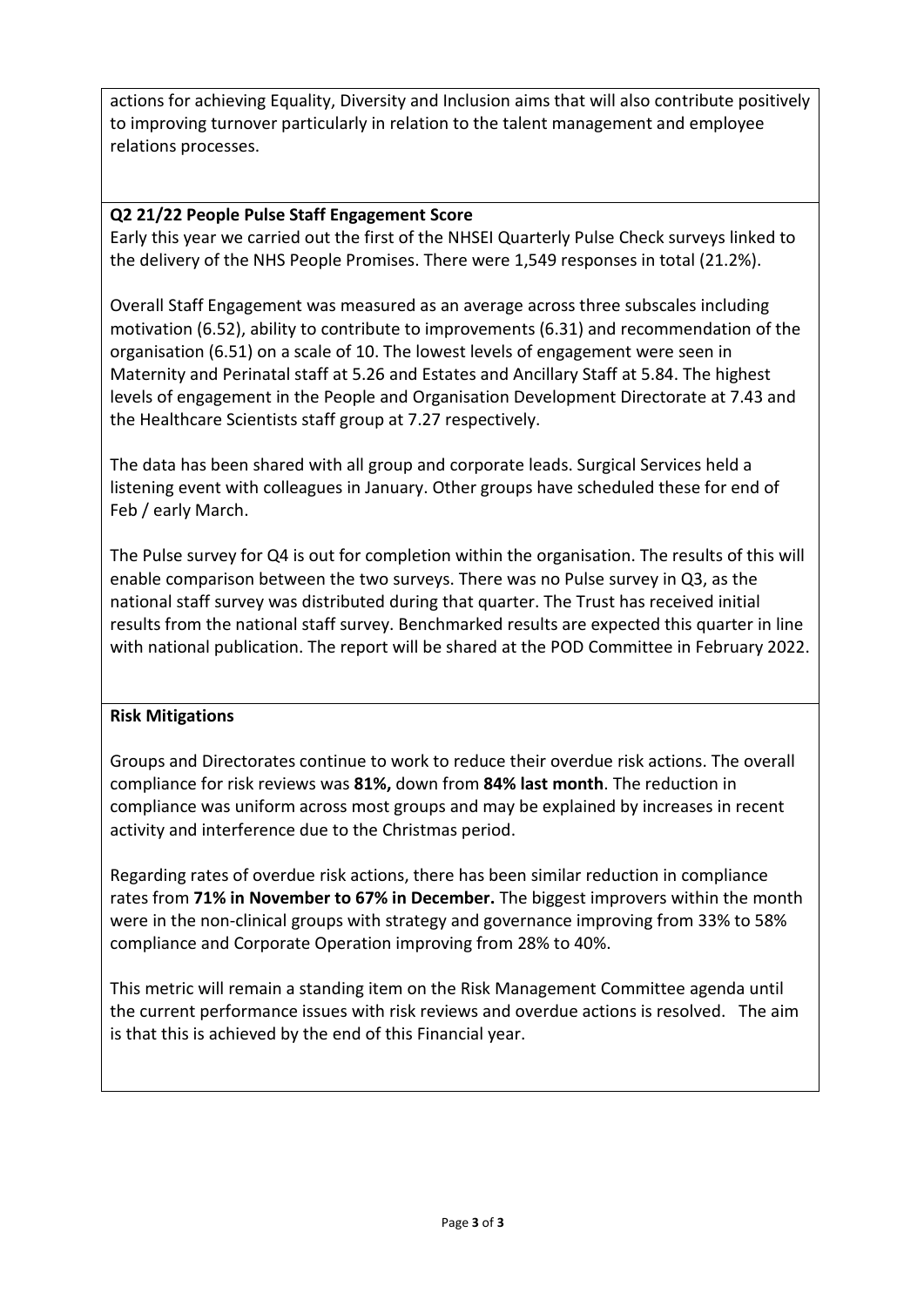actions for achieving Equality, Diversity and Inclusion aims that will also contribute positively to improving turnover particularly in relation to the talent management and employee relations processes.

**Q2 21/22 People Pulse Staff Engagement Score**

Early this year we carried out the first of the NHSEI Quarterly Pulse Check surveys linked to the delivery of the NHS People Promises. There were 1,549 responses in total (21.2%).

Overall Staff Engagement was measured as an average across three subscales including motivation (6.52), ability to contribute to improvements (6.31) and recommendation of the organisation (6.51) on a scale of 10. The lowest levels of engagement were seen in Maternity and Perinatal staff at 5.26 and Estates and Ancillary Staff at 5.84. The highest levels of engagement in the People and Organisation Development Directorate at 7.43 and the Healthcare Scientists staff group at 7.27 respectively.

The data has been shared with all group and corporate leads. Surgical Services held a listening event with colleagues in January. Other groups have scheduled these for end of Feb / early March.

The Pulse survey for Q4 is out for completion within the organisation. The results of this will enable comparison between the two surveys. There was no Pulse survey in Q3, as the national staff survey was distributed during that quarter. The Trust has received initial results from the national staff survey. Benchmarked results are expected this quarter in line with national publication. The report will be shared at the POD Committee in February 2022.

**Risk Mitigations**

Groups and Directorates continue to work to reduce their overdue risk actions. The overall compliance for risk reviews was **81%,** down from **84% last month**. The reduction in compliance was uniform across most groups and may be explained by increases in recent activity and interference due to the Christmas period.

Regarding rates of overdue risk actions, there has been similar reduction in compliance rates from **71% in November to 67% in December.** The biggest improvers within the month were in the non-clinical groups with strategy and governance improving from 33% to 58% compliance and Corporate Operation improving from 28% to 40%.

This metric will remain a standing item on the Risk Management Committee agenda until the current performance issues with risk reviews and overdue actions is resolved. The aim is that this is achieved by the end of this Financial year.